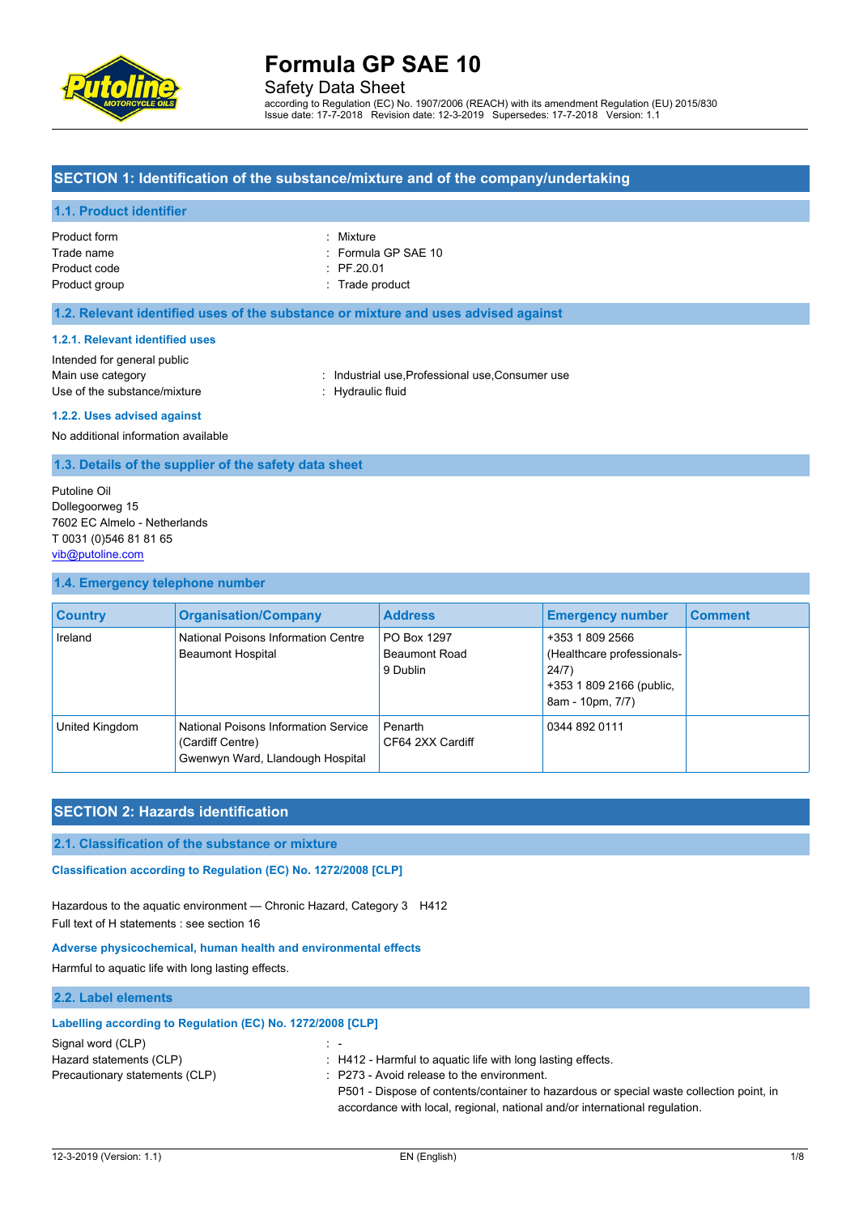# Formula GP SAE 10

Safety Data Sheet

according to Regulation (EC) No. 1907/2006 (REACH) with its amendment Regulation (EU) 2015/830
Issue date: 17-7-2018 Revision date: 12-3-2019 Supersedes: 17-7-2018 Version: 1.1

## SECTION 1: Identification of the substance/mixture and of the company/undertaking

### 1.1. Product identifier

| | |
|---|---|
| Product form | : Mixture |
| Trade name | : Formula GP SAE 10 |
| Product code | : PF.20.01 |
| Product group | : Trade product |

### 1.2. Relevant identified uses of the substance or mixture and uses advised against

#### 1.2.1. Relevant identified uses

Intended for general public

| | |
|---|---|
| Main use category | : Industrial use,Professional use,Consumer use |
| Use of the substance/mixture | : Hydraulic fluid |

#### 1.2.2. Uses advised against

No additional information available

### 1.3. Details of the supplier of the safety data sheet

Putoline Oil
Dollegoorweg 15
7602 EC Almelo - Netherlands
T 0031 (0)546 81 81 65
vib@putoline.com

### 1.4. Emergency telephone number

| Country | Organisation/Company | Address | Emergency number | Comment |
|---|---|---|---|---|
| Ireland | National Poisons Information Centre Beaumont Hospital | PO Box 1297 Beaumont Road 9 Dublin | +353 1 809 2566 (Healthcare professionals-24/7) +353 1 809 2166 (public, 8am - 10pm, 7/7) | |
| United Kingdom | National Poisons Information Service (Cardiff Centre) Gwenwyn Ward, Llandough Hospital | Penarth CF64 2XX Cardiff | 0344 892 0111 | |

## SECTION 2: Hazards identification

### 2.1. Classification of the substance or mixture

#### Classification according to Regulation (EC) No. 1272/2008 [CLP]

Hazardous to the aquatic environment — Chronic Hazard, Category 3 H412
Full text of H statements : see section 16

#### Adverse physicochemical, human health and environmental effects

Harmful to aquatic life with long lasting effects.

### 2.2. Label elements

#### Labelling according to Regulation (EC) No. 1272/2008 [CLP]

| | |
|---|---|
| Signal word (CLP) | : - |
| Hazard statements (CLP) | : H412 - Harmful to aquatic life with long lasting effects. |
| Precautionary statements (CLP) | : P273 - Avoid release to the environment.<br>P501 - Dispose of contents/container to hazardous or special waste collection point, in accordance with local, regional, national and/or international regulation. |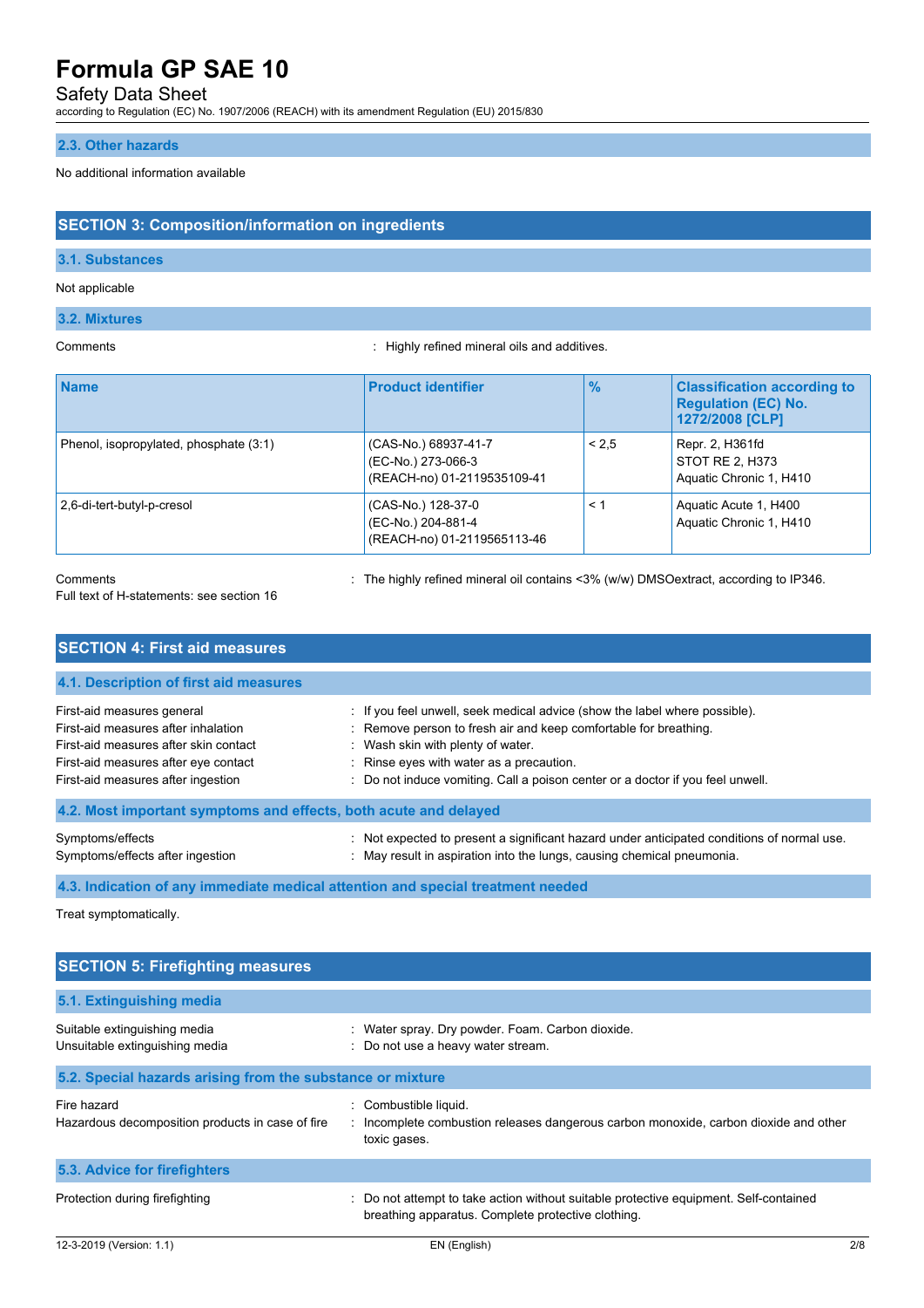### 2.3. Other hazards

No additional information available

## SECTION 3: Composition/information on ingredients

### 3.1. Substances

Not applicable

### 3.2. Mixtures

Comments : Highly refined mineral oils and additives.

| Name | Product identifier | % | Classification according to Regulation (EC) No. 1272/2008 [CLP] |
|---|---|---|---|
| Phenol, isopropylated, phosphate (3:1) | (CAS-No.) 68937-41-7<br>(EC-No.) 273-066-3<br>(REACH-no) 01-2119535109-41 | < 2,5 | Repr. 2, H361fd<br>STOT RE 2, H373<br>Aquatic Chronic 1, H410 |
| 2,6-di-tert-butyl-p-cresol | (CAS-No.) 128-37-0<br>(EC-No.) 204-881-4<br>(REACH-no) 01-2119565113-46 | < 1 | Aquatic Acute 1, H400<br>Aquatic Chronic 1, H410 |

Comments : The highly refined mineral oil contains <3% (w/w) DMSOextract, according to IP346.

Full text of H-statements: see section 16

## SECTION 4: First aid measures

### 4.1. Description of first aid measures

First-aid measures general : If you feel unwell, seek medical advice (show the label where possible).

First-aid measures after inhalation : Remove person to fresh air and keep comfortable for breathing.

First-aid measures after skin contact : Wash skin with plenty of water.

First-aid measures after eye contact : Rinse eyes with water as a precaution.

First-aid measures after ingestion : Do not induce vomiting. Call a poison center or a doctor if you feel unwell.

### 4.2. Most important symptoms and effects, both acute and delayed

Symptoms/effects : Not expected to present a significant hazard under anticipated conditions of normal use.

Symptoms/effects after ingestion : May result in aspiration into the lungs, causing chemical pneumonia.

### 4.3. Indication of any immediate medical attention and special treatment needed

Treat symptomatically.

## SECTION 5: Firefighting measures

### 5.1. Extinguishing media

Suitable extinguishing media : Water spray. Dry powder. Foam. Carbon dioxide.

Unsuitable extinguishing media : Do not use a heavy water stream.

### 5.2. Special hazards arising from the substance or mixture

Fire hazard : Combustible liquid.

Hazardous decomposition products in case of fire : Incomplete combustion releases dangerous carbon monoxide, carbon dioxide and other toxic gases.

### 5.3. Advice for firefighters

Protection during firefighting : Do not attempt to take action without suitable protective equipment. Self-contained breathing apparatus. Complete protective clothing.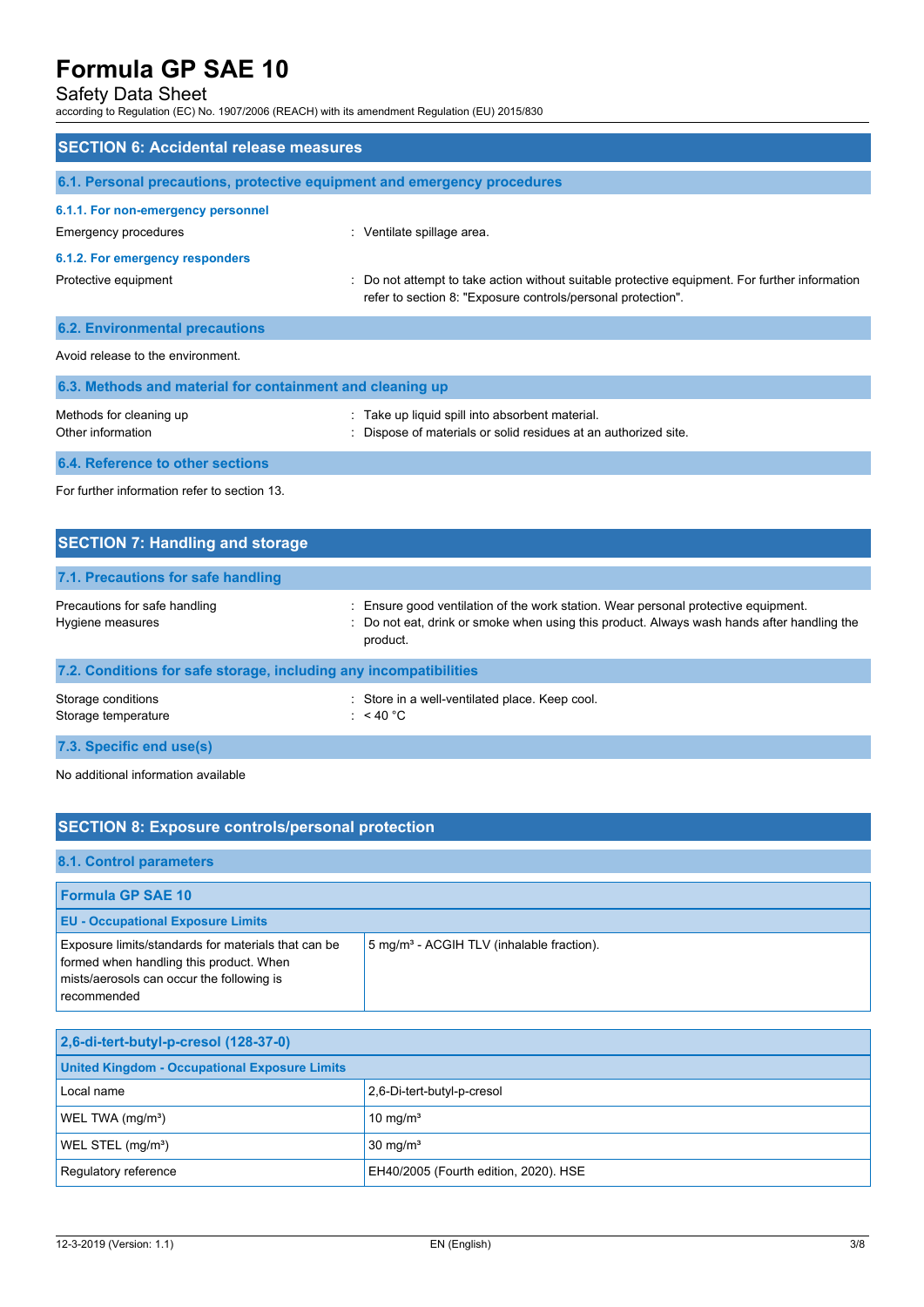## SECTION 6: Accidental release measures

### 6.1. Personal precautions, protective equipment and emergency procedures

#### 6.1.1. For non-emergency personnel

Emergency procedures : Ventilate spillage area.

#### 6.1.2. For emergency responders

Protective equipment : Do not attempt to take action without suitable protective equipment. For further information refer to section 8: "Exposure controls/personal protection".

### 6.2. Environmental precautions

Avoid release to the environment.

### 6.3. Methods and material for containment and cleaning up

Methods for cleaning up : Take up liquid spill into absorbent material.

Other information : Dispose of materials or solid residues at an authorized site.

### 6.4. Reference to other sections

For further information refer to section 13.

## SECTION 7: Handling and storage

### 7.1. Precautions for safe handling

Precautions for safe handling : Ensure good ventilation of the work station. Wear personal protective equipment.

Hygiene measures : Do not eat, drink or smoke when using this product. Always wash hands after handling the product.

### 7.2. Conditions for safe storage, including any incompatibilities

Storage conditions : Store in a well-ventilated place. Keep cool.

Storage temperature : < 40 °C

### 7.3. Specific end use(s)

No additional information available

## SECTION 8: Exposure controls/personal protection

### 8.1. Control parameters

| Formula GP SAE 10 | |
|---|---|
| **EU - Occupational Exposure Limits** | |
| Exposure limits/standards for materials that can be formed when handling this product. When mists/aerosols can occur the following is recommended | 5 mg/m³ - ACGIH TLV (inhalable fraction). |

| 2,6-di-tert-butyl-p-cresol (128-37-0) | |
|---|---|
| **United Kingdom - Occupational Exposure Limits** | |
| Local name | 2,6-Di-tert-butyl-p-cresol |
| WEL TWA (mg/m³) | 10 mg/m³ |
| WEL STEL (mg/m³) | 30 mg/m³ |
| Regulatory reference | EH40/2005 (Fourth edition, 2020). HSE |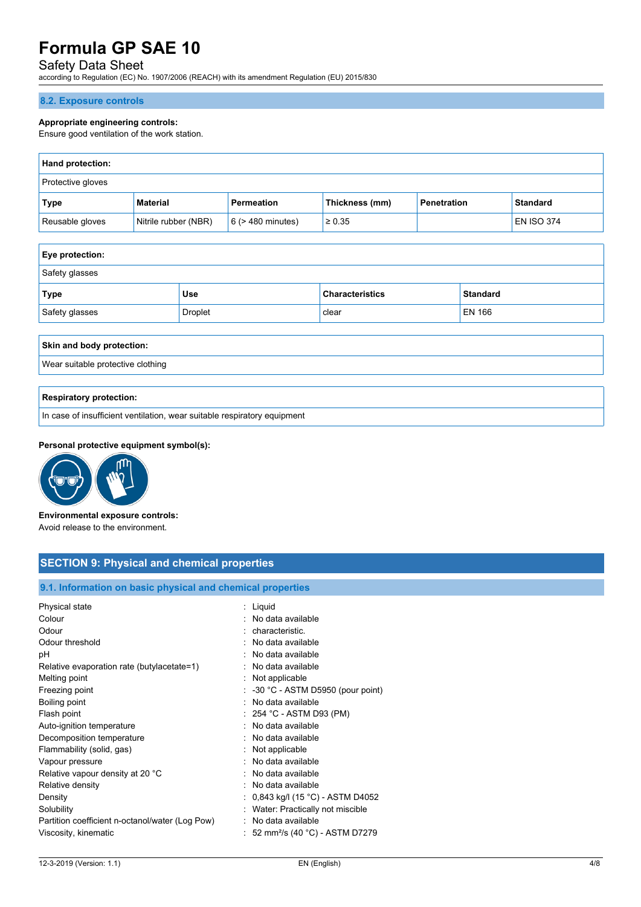### 8.2. Exposure controls

**Appropriate engineering controls:**
Ensure good ventilation of the work station.

| **Hand protection:** | | | | | |
|---|---|---|---|---|---|
| Protective gloves | | | | | |
| **Type** | **Material** | **Permeation** | **Thickness (mm)** | **Penetration** | **Standard** |
| Reusable gloves | Nitrile rubber (NBR) | 6 (> 480 minutes) | ≥ 0.35 | | EN ISO 374 |

| **Eye protection:** | | | |
|---|---|---|---|
| Safety glasses | | | |
| **Type** | **Use** | **Characteristics** | **Standard** |
| Safety glasses | Droplet | clear | EN 166 |

| **Skin and body protection:** |
|---|
| Wear suitable protective clothing |

| **Respiratory protection:** |
|---|
| In case of insufficient ventilation, wear suitable respiratory equipment |

**Personal protective equipment symbol(s):**

**Environmental exposure controls:**
Avoid release to the environment.

## SECTION 9: Physical and chemical properties

### 9.1. Information on basic physical and chemical properties

| | |
|---|---|
| Physical state | : Liquid |
| Colour | : No data available |
| Odour | : characteristic. |
| Odour threshold | : No data available |
| pH | : No data available |
| Relative evaporation rate (butylacetate=1) | : No data available |
| Melting point | : Not applicable |
| Freezing point | : -30 °C - ASTM D5950 (pour point) |
| Boiling point | : No data available |
| Flash point | : 254 °C - ASTM D93 (PM) |
| Auto-ignition temperature | : No data available |
| Decomposition temperature | : No data available |
| Flammability (solid, gas) | : Not applicable |
| Vapour pressure | : No data available |
| Relative vapour density at 20 °C | : No data available |
| Relative density | : No data available |
| Density | : 0,843 kg/l (15 °C) - ASTM D4052 |
| Solubility | : Water: Practically not miscible |
| Partition coefficient n-octanol/water (Log Pow) | : No data available |
| Viscosity, kinematic | : 52 $mm^2/s$ (40 °C) - ASTM D7279 |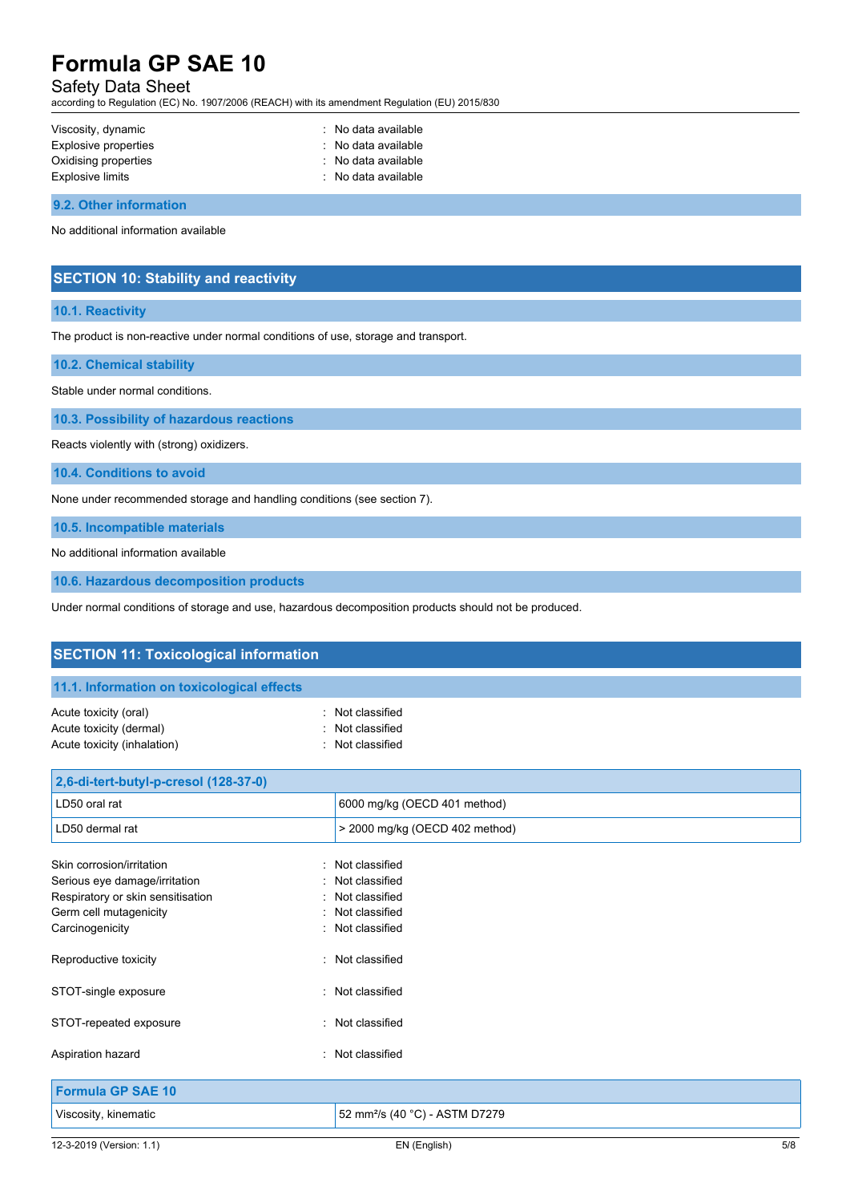| | |
|---|---|
| Viscosity, dynamic | : No data available |
| Explosive properties | : No data available |
| Oxidising properties | : No data available |
| Explosive limits | : No data available |

### 9.2. Other information

No additional information available

## SECTION 10: Stability and reactivity

### 10.1. Reactivity

The product is non-reactive under normal conditions of use, storage and transport.

### 10.2. Chemical stability

Stable under normal conditions.

### 10.3. Possibility of hazardous reactions

Reacts violently with (strong) oxidizers.

### 10.4. Conditions to avoid

None under recommended storage and handling conditions (see section 7).

### 10.5. Incompatible materials

No additional information available

### 10.6. Hazardous decomposition products

Under normal conditions of storage and use, hazardous decomposition products should not be produced.

## SECTION 11: Toxicological information

### 11.1. Information on toxicological effects

| | |
|---|---|
| Acute toxicity (oral) | : Not classified |
| Acute toxicity (dermal) | : Not classified |
| Acute toxicity (inhalation) | : Not classified |

| 2,6-di-tert-butyl-p-cresol (128-37-0) | |
|---|---|
| LD50 oral rat | 6000 mg/kg (OECD 401 method) |
| LD50 dermal rat | > 2000 mg/kg (OECD 402 method) |

| | |
|---|---|
| Skin corrosion/irritation | : Not classified |
| Serious eye damage/irritation | : Not classified |
| Respiratory or skin sensitisation | : Not classified |
| Germ cell mutagenicity | : Not classified |
| Carcinogenicity | : Not classified |
| Reproductive toxicity | : Not classified |
| STOT-single exposure | : Not classified |
| STOT-repeated exposure | : Not classified |
| Aspiration hazard | : Not classified |

| Formula GP SAE 10 | |
|---|---|
| Viscosity, kinematic | 52 $mm^2/s$ (40 °C) - ASTM D7279 |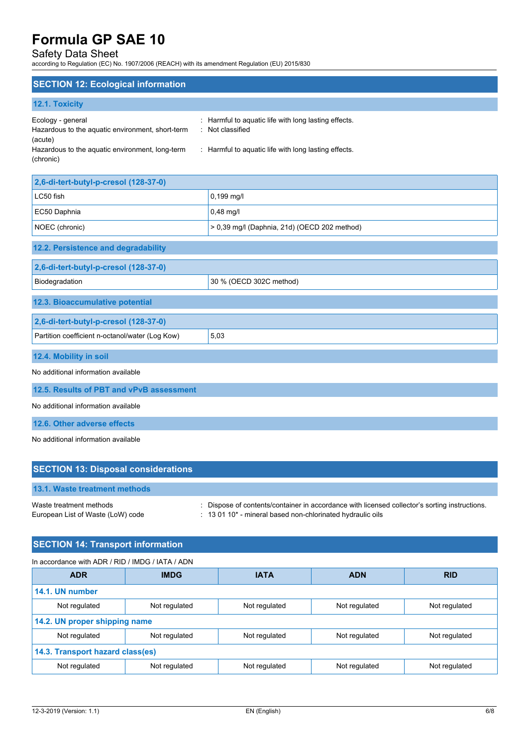## SECTION 12: Ecological information

### 12.1. Toxicity

Ecology - general : Harmful to aquatic life with long lasting effects.
Hazardous to the aquatic environment, short-term (acute) : Not classified
Hazardous to the aquatic environment, long-term (chronic) : Harmful to aquatic life with long lasting effects.

| 2,6-di-tert-butyl-p-cresol (128-37-0) | |
|---|---|
| LC50 fish | 0,199 mg/l |
| EC50 Daphnia | 0,48 mg/l |
| NOEC (chronic) | > 0,39 mg/l (Daphnia, 21d) (OECD 202 method) |

### 12.2. Persistence and degradability

| 2,6-di-tert-butyl-p-cresol (128-37-0) | |
|---|---|
| Biodegradation | 30 % (OECD 302C method) |

### 12.3. Bioaccumulative potential

| 2,6-di-tert-butyl-p-cresol (128-37-0) | |
|---|---|
| Partition coefficient n-octanol/water (Log Kow) | 5,03 |

### 12.4. Mobility in soil

No additional information available

### 12.5. Results of PBT and vPvB assessment

No additional information available

### 12.6. Other adverse effects

No additional information available

## SECTION 13: Disposal considerations

### 13.1. Waste treatment methods

Waste treatment methods : Dispose of contents/container in accordance with licensed collector's sorting instructions.
European List of Waste (LoW) code : 13 01 10* - mineral based non-chlorinated hydraulic oils

## SECTION 14: Transport information

In accordance with ADR / RID / IMDG / IATA / ADN

| ADR | IMDG | IATA | ADN | RID |
|---|---|---|---|---|
| **14.1. UN number** | | | | |
| Not regulated | Not regulated | Not regulated | Not regulated | Not regulated |
| **14.2. UN proper shipping name** | | | | |
| Not regulated | Not regulated | Not regulated | Not regulated | Not regulated |
| **14.3. Transport hazard class(es)** | | | | |
| Not regulated | Not regulated | Not regulated | Not regulated | Not regulated |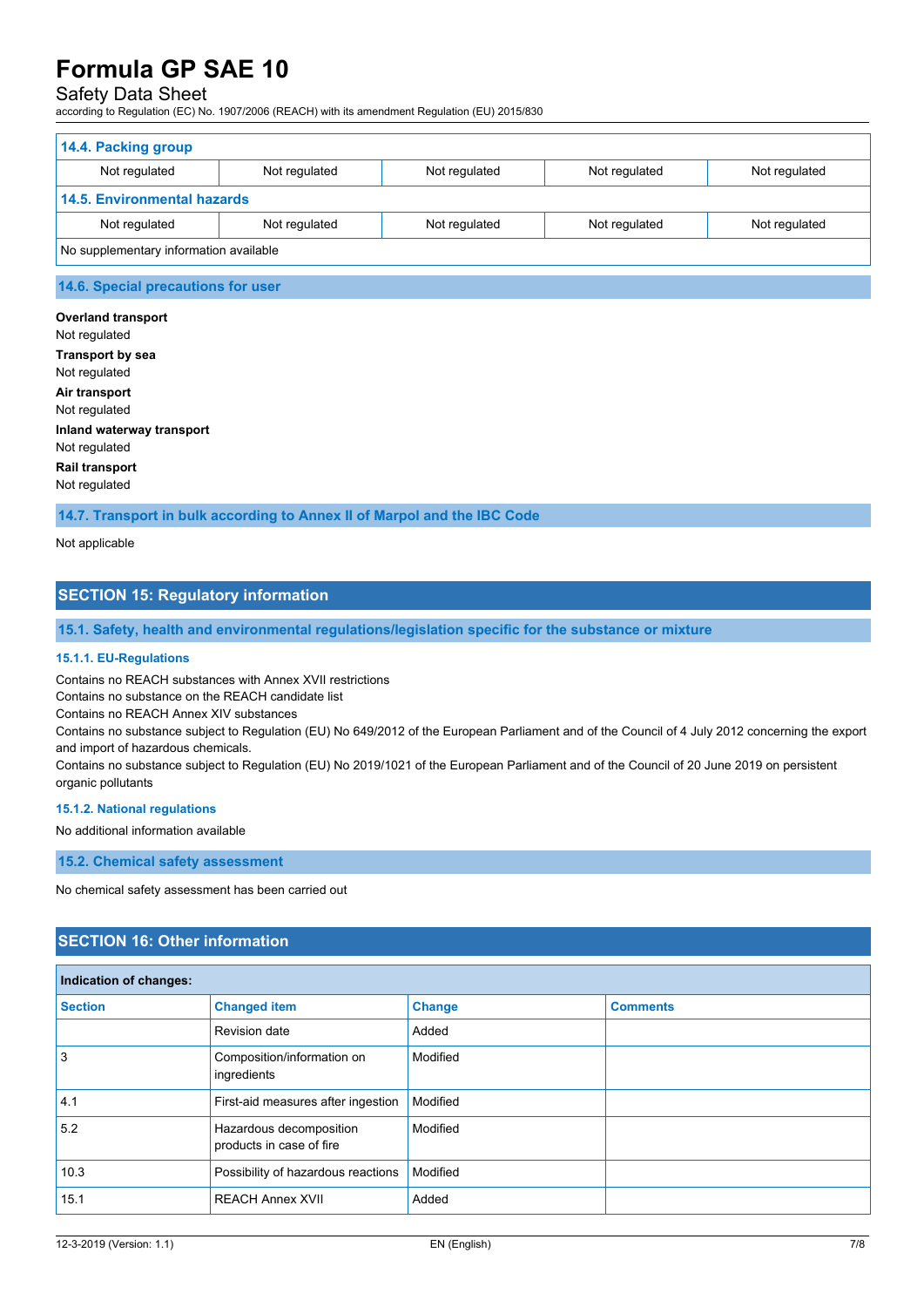### 14.4. Packing group

| | | | | |
|---|---|---|---|---|
| Not regulated | Not regulated | Not regulated | Not regulated | Not regulated |

### 14.5. Environmental hazards

| | | | | |
|---|---|---|---|---|
| Not regulated | Not regulated | Not regulated | Not regulated | Not regulated |

No supplementary information available

### 14.6. Special precautions for user

**Overland transport**
Not regulated

**Transport by sea**
Not regulated

**Air transport**
Not regulated

**Inland waterway transport**
Not regulated

**Rail transport**
Not regulated

### 14.7. Transport in bulk according to Annex II of Marpol and the IBC Code

Not applicable

## SECTION 15: Regulatory information

### 15.1. Safety, health and environmental regulations/legislation specific for the substance or mixture

#### 15.1.1. EU-Regulations

Contains no REACH substances with Annex XVII restrictions
Contains no substance on the REACH candidate list
Contains no REACH Annex XIV substances
Contains no substance subject to Regulation (EU) No 649/2012 of the European Parliament and of the Council of 4 July 2012 concerning the export and import of hazardous chemicals.
Contains no substance subject to Regulation (EU) No 2019/1021 of the European Parliament and of the Council of 20 June 2019 on persistent organic pollutants

#### 15.1.2. National regulations

No additional information available

### 15.2. Chemical safety assessment

No chemical safety assessment has been carried out

## SECTION 16: Other information

**Indication of changes:**

| Section | Changed item | Change | Comments |
|---|---|---|---|
| | Revision date | Added | |
| 3 | Composition/information on ingredients | Modified | |
| 4.1 | First-aid measures after ingestion | Modified | |
| 5.2 | Hazardous decomposition products in case of fire | Modified | |
| 10.3 | Possibility of hazardous reactions | Modified | |
| 15.1 | REACH Annex XVII | Added | |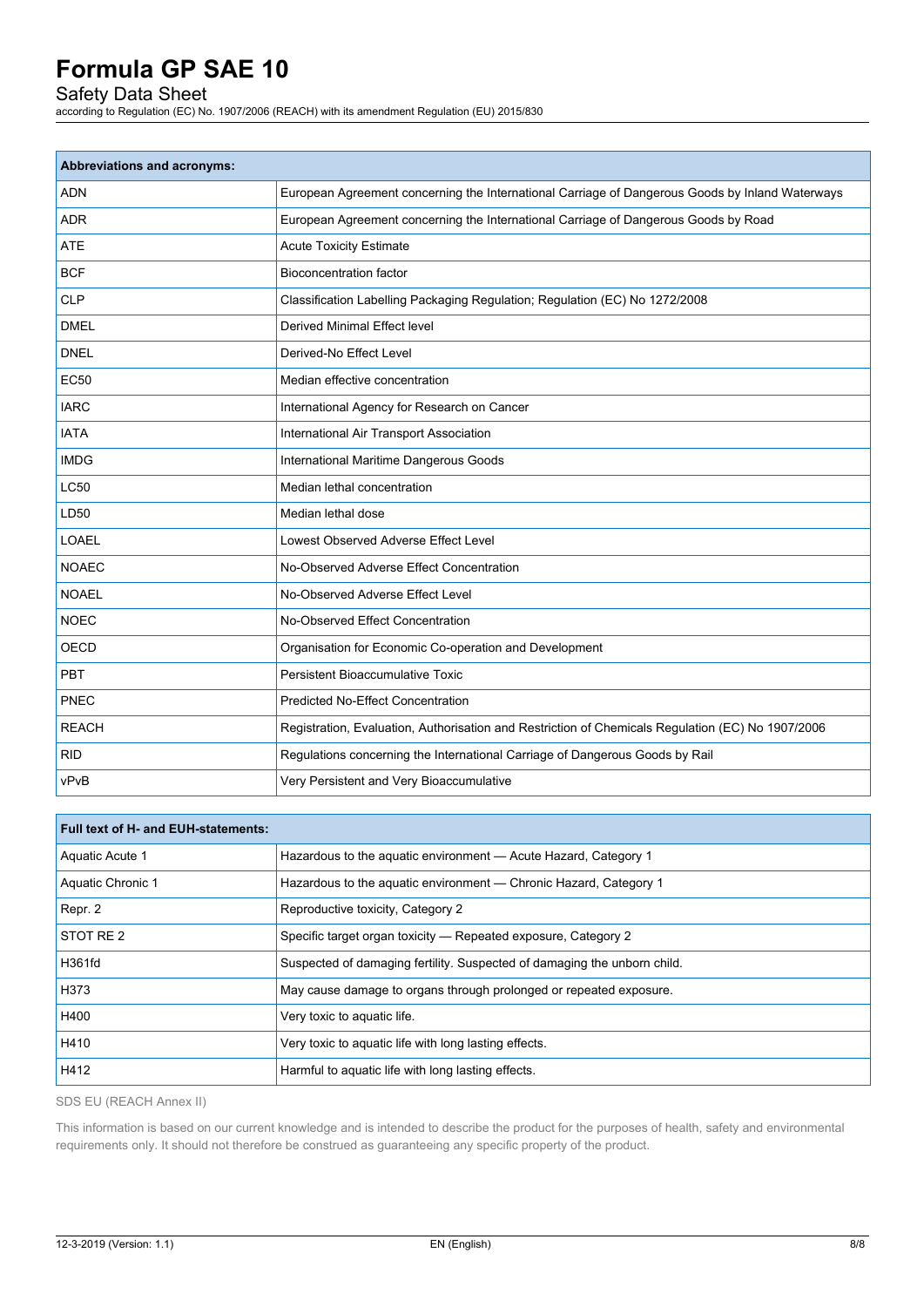| Abbreviations and acronyms: | |
|---|---|
| ADN | European Agreement concerning the International Carriage of Dangerous Goods by Inland Waterways |
| ADR | European Agreement concerning the International Carriage of Dangerous Goods by Road |
| ATE | Acute Toxicity Estimate |
| BCF | Bioconcentration factor |
| CLP | Classification Labelling Packaging Regulation; Regulation (EC) No 1272/2008 |
| DMEL | Derived Minimal Effect level |
| DNEL | Derived-No Effect Level |
| EC50 | Median effective concentration |
| IARC | International Agency for Research on Cancer |
| IATA | International Air Transport Association |
| IMDG | International Maritime Dangerous Goods |
| LC50 | Median lethal concentration |
| LD50 | Median lethal dose |
| LOAEL | Lowest Observed Adverse Effect Level |
| NOAEC | No-Observed Adverse Effect Concentration |
| NOAEL | No-Observed Adverse Effect Level |
| NOEC | No-Observed Effect Concentration |
| OECD | Organisation for Economic Co-operation and Development |
| PBT | Persistent Bioaccumulative Toxic |
| PNEC | Predicted No-Effect Concentration |
| REACH | Registration, Evaluation, Authorisation and Restriction of Chemicals Regulation (EC) No 1907/2006 |
| RID | Regulations concerning the International Carriage of Dangerous Goods by Rail |
| vPvB | Very Persistent and Very Bioaccumulative |

| Full text of H- and EUH-statements: | |
|---|---|
| Aquatic Acute 1 | Hazardous to the aquatic environment — Acute Hazard, Category 1 |
| Aquatic Chronic 1 | Hazardous to the aquatic environment — Chronic Hazard, Category 1 |
| Repr. 2 | Reproductive toxicity, Category 2 |
| STOT RE 2 | Specific target organ toxicity — Repeated exposure, Category 2 |
| H361fd | Suspected of damaging fertility. Suspected of damaging the unborn child. |
| H373 | May cause damage to organs through prolonged or repeated exposure. |
| H400 | Very toxic to aquatic life. |
| H410 | Very toxic to aquatic life with long lasting effects. |
| H412 | Harmful to aquatic life with long lasting effects. |

SDS EU (REACH Annex II)

This information is based on our current knowledge and is intended to describe the product for the purposes of health, safety and environmental requirements only. It should not therefore be construed as guaranteeing any specific property of the product.